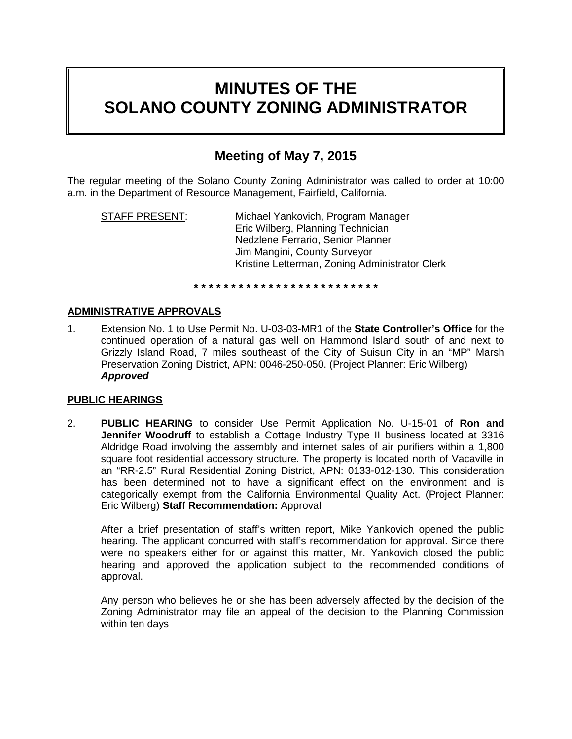# MINUTES OF THE SOLANO COUNTY ZONING ADMINISTRATOR

## Meeting of May 7, 2015

The regular meeting of the Solano County Zoning Administrator was called to order at 10:00 a.m. in the Department of Resource Management, Fairfield, California.

STAFF PRESENT: Michael Yankovich, Program Manager
Eric Wilberg, Planning Technician
Nedzlene Ferrario, Senior Planner
Jim Mangini, County Surveyor
Kristine Letterman, Zoning Administrator Clerk

\* \* \* \* \* \* \* \* \* \* \* \* \* \* \* \* \* \* \* \* \* \* \* \* \* \* \*

### ADMINISTRATIVE APPROVALS

1. Extension No. 1 to Use Permit No. U-03-03-MR1 of the **State Controller's Office** for the continued operation of a natural gas well on Hammond Island south of and next to Grizzly Island Road, 7 miles southeast of the City of Suisun City in an "MP" Marsh Preservation Zoning District, APN: 0046-250-050. (Project Planner: Eric Wilberg)
***Approved***

### PUBLIC HEARINGS

2. **PUBLIC HEARING** to consider Use Permit Application No. U-15-01 of **Ron and Jennifer Woodruff** to establish a Cottage Industry Type II business located at 3316 Aldridge Road involving the assembly and internet sales of air purifiers within a 1,800 square foot residential accessory structure. The property is located north of Vacaville in an "RR-2.5" Rural Residential Zoning District, APN: 0133-012-130. This consideration has been determined not to have a significant effect on the environment and is categorically exempt from the California Environmental Quality Act. (Project Planner: Eric Wilberg) **Staff Recommendation:** Approval

   After a brief presentation of staff's written report, Mike Yankovich opened the public hearing. The applicant concurred with staff's recommendation for approval. Since there were no speakers either for or against this matter, Mr. Yankovich closed the public hearing and approved the application subject to the recommended conditions of approval.

   Any person who believes he or she has been adversely affected by the decision of the Zoning Administrator may file an appeal of the decision to the Planning Commission within ten days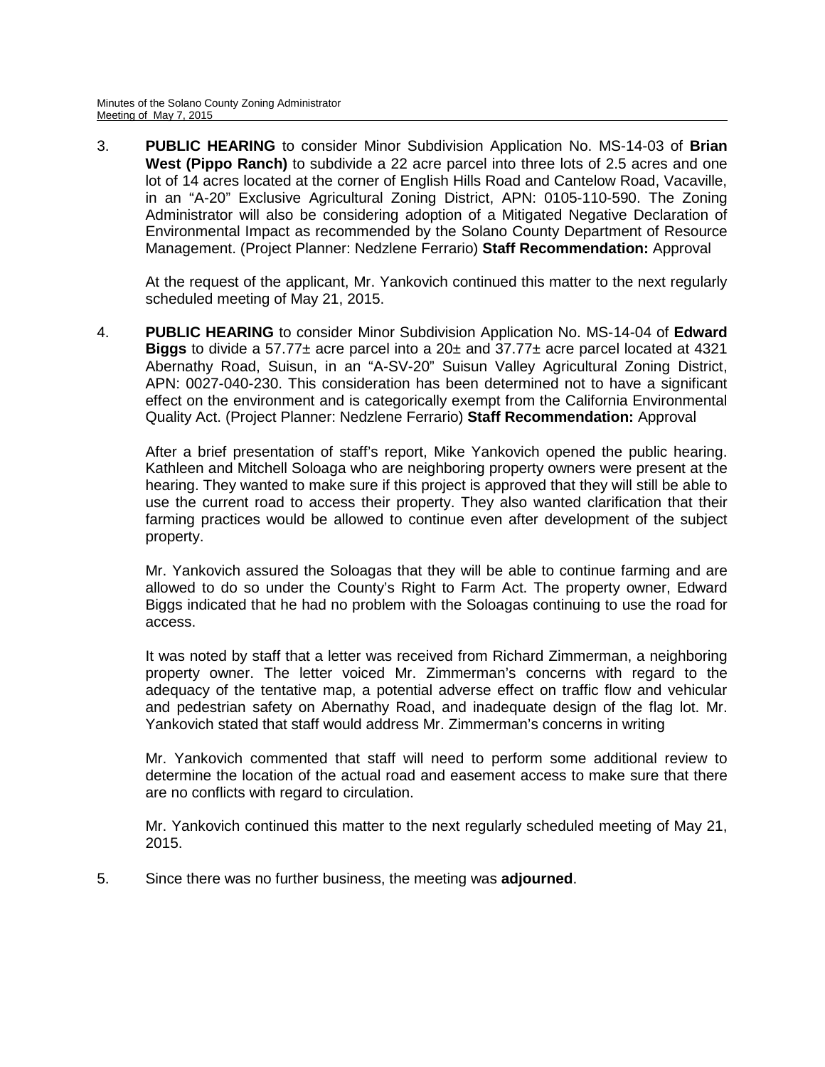3. **PUBLIC HEARING** to consider Minor Subdivision Application No. MS-14-03 of **Brian West (Pippo Ranch)** to subdivide a 22 acre parcel into three lots of 2.5 acres and one lot of 14 acres located at the corner of English Hills Road and Cantelow Road, Vacaville, in an "A-20" Exclusive Agricultural Zoning District, APN: 0105-110-590. The Zoning Administrator will also be considering adoption of a Mitigated Negative Declaration of Environmental Impact as recommended by the Solano County Department of Resource Management. (Project Planner: Nedzlene Ferrario) **Staff Recommendation:** Approval

   At the request of the applicant, Mr. Yankovich continued this matter to the next regularly scheduled meeting of May 21, 2015.

4. **PUBLIC HEARING** to consider Minor Subdivision Application No. MS-14-04 of **Edward Biggs** to divide a 57.77± acre parcel into a 20± and 37.77± acre parcel located at 4321 Abernathy Road, Suisun, in an "A-SV-20" Suisun Valley Agricultural Zoning District, APN: 0027-040-230. This consideration has been determined not to have a significant effect on the environment and is categorically exempt from the California Environmental Quality Act. (Project Planner: Nedzlene Ferrario) **Staff Recommendation:** Approval

   After a brief presentation of staff's report, Mike Yankovich opened the public hearing. Kathleen and Mitchell Soloaga who are neighboring property owners were present at the hearing. They wanted to make sure if this project is approved that they will still be able to use the current road to access their property. They also wanted clarification that their farming practices would be allowed to continue even after development of the subject property.

   Mr. Yankovich assured the Soloagas that they will be able to continue farming and are allowed to do so under the County's Right to Farm Act. The property owner, Edward Biggs indicated that he had no problem with the Soloagas continuing to use the road for access.

   It was noted by staff that a letter was received from Richard Zimmerman, a neighboring property owner. The letter voiced Mr. Zimmerman's concerns with regard to the adequacy of the tentative map, a potential adverse effect on traffic flow and vehicular and pedestrian safety on Abernathy Road, and inadequate design of the flag lot. Mr. Yankovich stated that staff would address Mr. Zimmerman's concerns in writing

   Mr. Yankovich commented that staff will need to perform some additional review to determine the location of the actual road and easement access to make sure that there are no conflicts with regard to circulation.

   Mr. Yankovich continued this matter to the next regularly scheduled meeting of May 21, 2015.

5. Since there was no further business, the meeting was **adjourned**.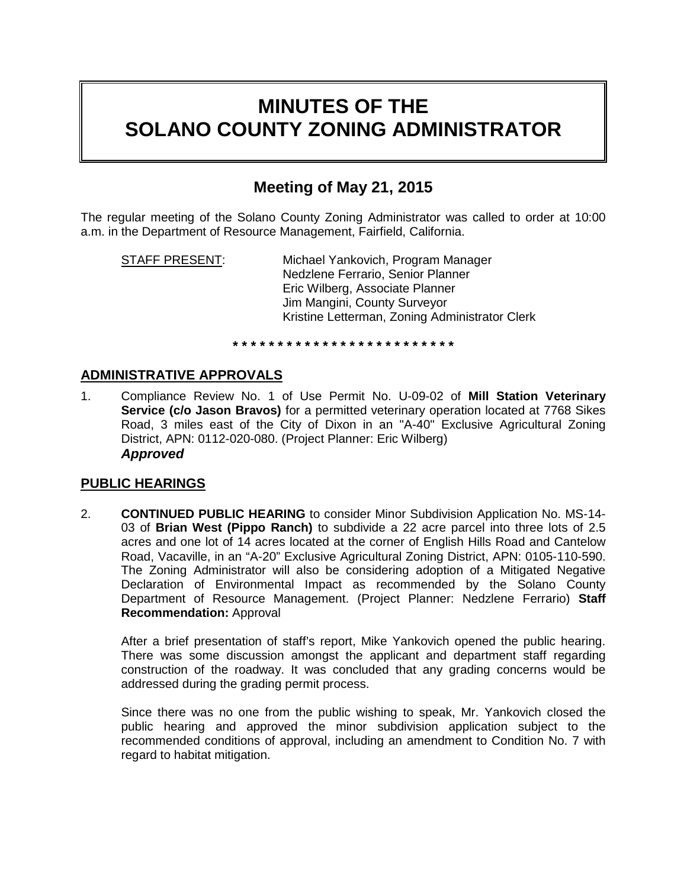# MINUTES OF THE SOLANO COUNTY ZONING ADMINISTRATOR

## Meeting of May 21, 2015

The regular meeting of the Solano County Zoning Administrator was called to order at 10:00 a.m. in the Department of Resource Management, Fairfield, California.

<u>STAFF PRESENT</u>: Michael Yankovich, Program Manager
Nedzlene Ferrario, Senior Planner
Eric Wilberg, Associate Planner
Jim Mangini, County Surveyor
Kristine Letterman, Zoning Administrator Clerk

\* \* \* \* \* \* \* \* \* \* \* \* \* \* \* \* \* \* \* \* \* \* \* \* \* \*

### ADMINISTRATIVE APPROVALS

1. Compliance Review No. 1 of Use Permit No. U-09-02 of **Mill Station Veterinary Service (c/o Jason Bravos)** for a permitted veterinary operation located at 7768 Sikes Road, 3 miles east of the City of Dixon in an "A-40" Exclusive Agricultural Zoning District, APN: 0112-020-080. (Project Planner: Eric Wilberg)
***Approved***

### PUBLIC HEARINGS

2. **CONTINUED PUBLIC HEARING** to consider Minor Subdivision Application No. MS-14-03 of **Brian West (Pippo Ranch)** to subdivide a 22 acre parcel into three lots of 2.5 acres and one lot of 14 acres located at the corner of English Hills Road and Cantelow Road, Vacaville, in an "A-20" Exclusive Agricultural Zoning District, APN: 0105-110-590. The Zoning Administrator will also be considering adoption of a Mitigated Negative Declaration of Environmental Impact as recommended by the Solano County Department of Resource Management. (Project Planner: Nedzlene Ferrario) **Staff Recommendation:** Approval

   After a brief presentation of staff's report, Mike Yankovich opened the public hearing. There was some discussion amongst the applicant and department staff regarding construction of the roadway. It was concluded that any grading concerns would be addressed during the grading permit process.

   Since there was no one from the public wishing to speak, Mr. Yankovich closed the public hearing and approved the minor subdivision application subject to the recommended conditions of approval, including an amendment to Condition No. 7 with regard to habitat mitigation.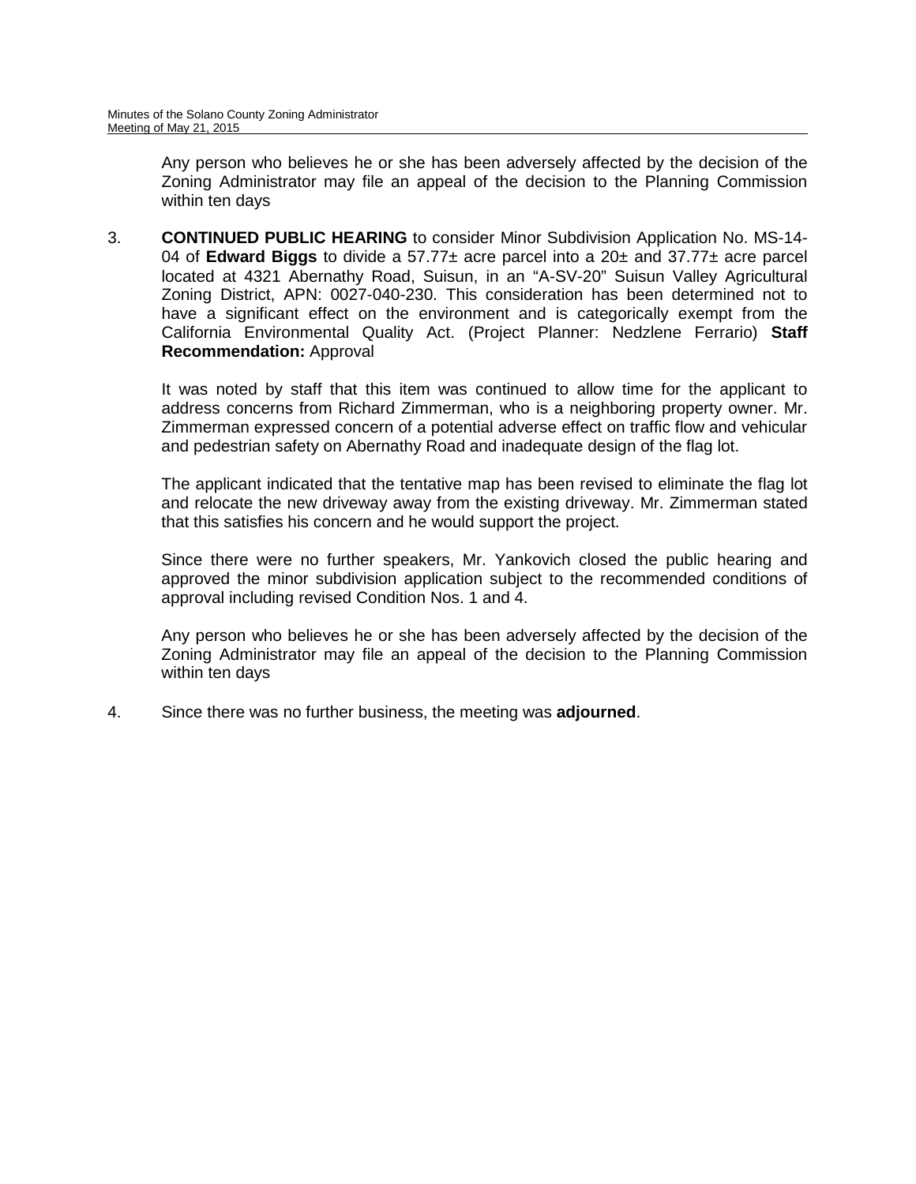Any person who believes he or she has been adversely affected by the decision of the Zoning Administrator may file an appeal of the decision to the Planning Commission within ten days

3. **CONTINUED PUBLIC HEARING** to consider Minor Subdivision Application No. MS-14-04 of **Edward Biggs** to divide a 57.77± acre parcel into a 20± and 37.77± acre parcel located at 4321 Abernathy Road, Suisun, in an "A-SV-20" Suisun Valley Agricultural Zoning District, APN: 0027-040-230. This consideration has been determined not to have a significant effect on the environment and is categorically exempt from the California Environmental Quality Act. (Project Planner: Nedzlene Ferrario) **Staff Recommendation:** Approval

   It was noted by staff that this item was continued to allow time for the applicant to address concerns from Richard Zimmerman, who is a neighboring property owner. Mr. Zimmerman expressed concern of a potential adverse effect on traffic flow and vehicular and pedestrian safety on Abernathy Road and inadequate design of the flag lot.

   The applicant indicated that the tentative map has been revised to eliminate the flag lot and relocate the new driveway away from the existing driveway. Mr. Zimmerman stated that this satisfies his concern and he would support the project.

   Since there were no further speakers, Mr. Yankovich closed the public hearing and approved the minor subdivision application subject to the recommended conditions of approval including revised Condition Nos. 1 and 4.

   Any person who believes he or she has been adversely affected by the decision of the Zoning Administrator may file an appeal of the decision to the Planning Commission within ten days

4. Since there was no further business, the meeting was **adjourned**.